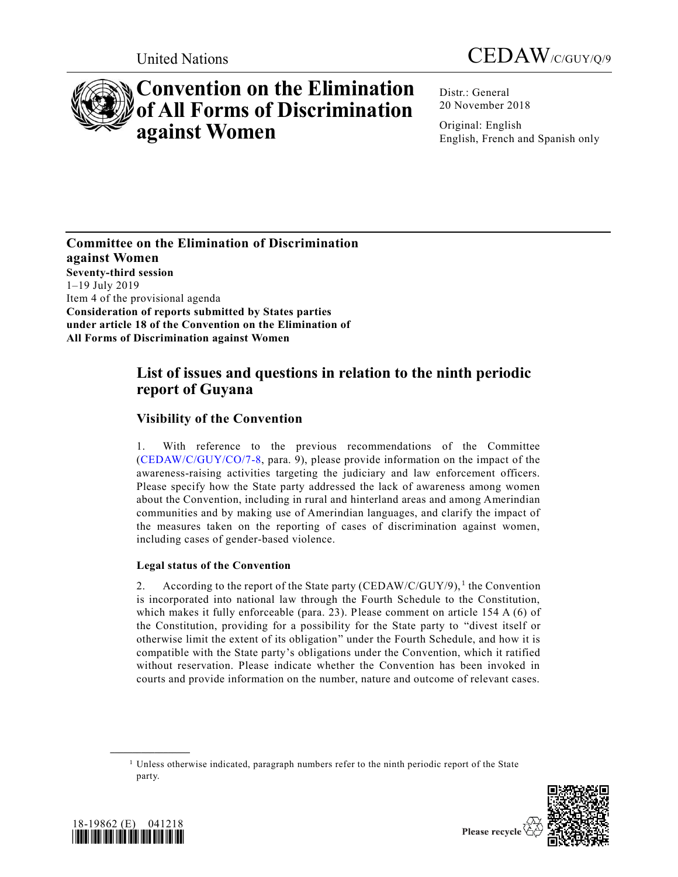United Nations

CEDAW/C/GUY/Q/9

# Convention on the Elimination of All Forms of Discrimination against Women

Distr.: General
20 November 2018

Original: English
English, French and Spanish only

**Committee on the Elimination of Discrimination against Women**
**Seventy-third session**
1–19 July 2019
Item 4 of the provisional agenda
**Consideration of reports submitted by States parties under article 18 of the Convention on the Elimination of All Forms of Discrimination against Women**

## List of issues and questions in relation to the ninth periodic report of Guyana

### Visibility of the Convention

1. With reference to the previous recommendations of the Committee (CEDAW/C/GUY/CO/7-8, para. 9), please provide information on the impact of the awareness-raising activities targeting the judiciary and law enforcement officers. Please specify how the State party addressed the lack of awareness among women about the Convention, including in rural and hinterland areas and among Amerindian communities and by making use of Amerindian languages, and clarify the impact of the measures taken on the reporting of cases of discrimination against women, including cases of gender-based violence.

#### Legal status of the Convention

2. According to the report of the State party (CEDAW/C/GUY/9),[1] the Convention is incorporated into national law through the Fourth Schedule to the Constitution, which makes it fully enforceable (para. 23). Please comment on article 154 A (6) of the Constitution, providing for a possibility for the State party to "divest itself or otherwise limit the extent of its obligation" under the Fourth Schedule, and how it is compatible with the State party's obligations under the Convention, which it ratified without reservation. Please indicate whether the Convention has been invoked in courts and provide information on the number, nature and outcome of relevant cases.

[1] Unless otherwise indicated, paragraph numbers refer to the ninth periodic report of the State party.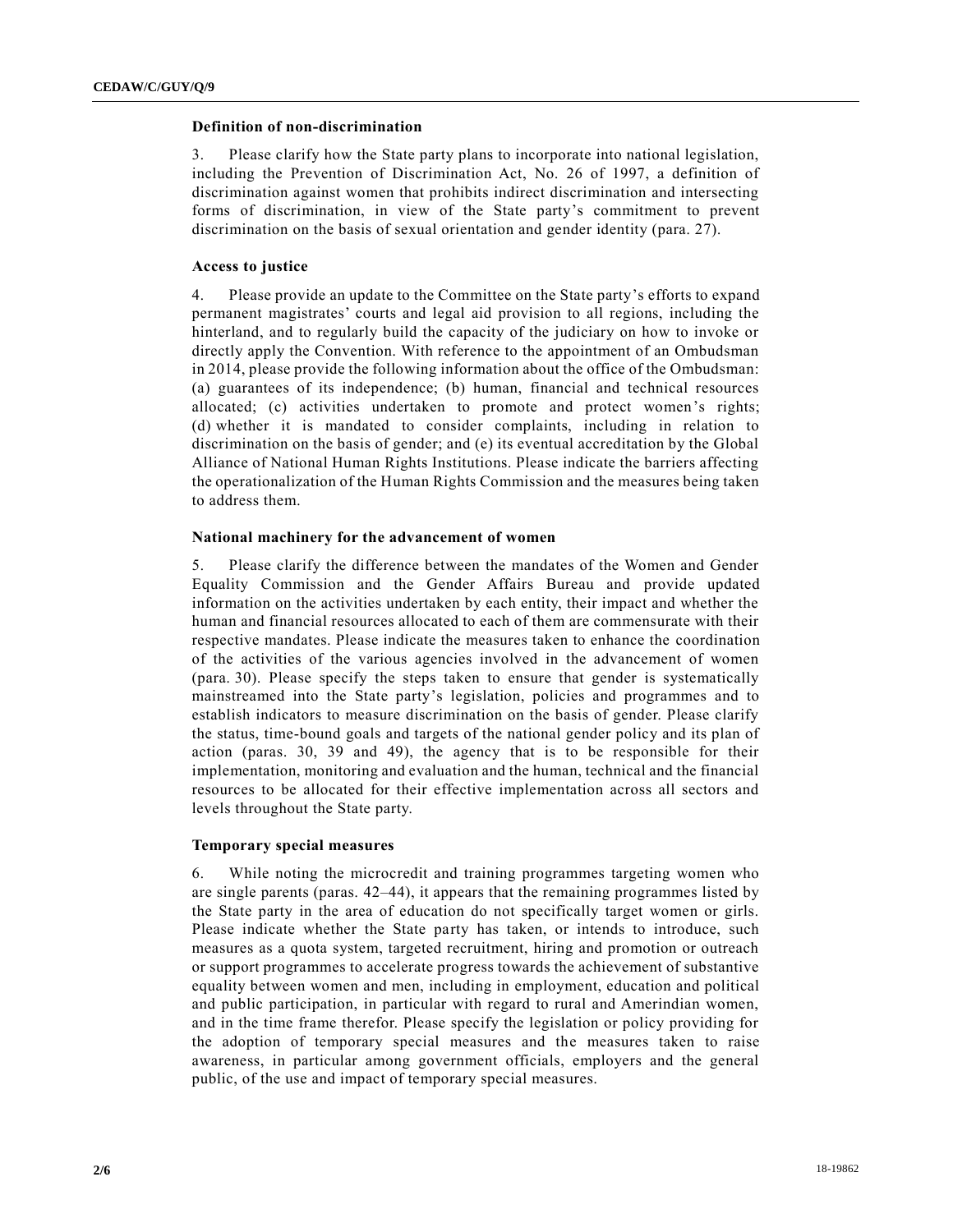### Definition of non-discrimination

3. Please clarify how the State party plans to incorporate into national legislation, including the Prevention of Discrimination Act, No. 26 of 1997, a definition of discrimination against women that prohibits indirect discrimination and intersecting forms of discrimination, in view of the State party's commitment to prevent discrimination on the basis of sexual orientation and gender identity (para. 27).

### Access to justice

4. Please provide an update to the Committee on the State party's efforts to expand permanent magistrates' courts and legal aid provision to all regions, including the hinterland, and to regularly build the capacity of the judiciary on how to invoke or directly apply the Convention. With reference to the appointment of an Ombudsman in 2014, please provide the following information about the office of the Ombudsman: (a) guarantees of its independence; (b) human, financial and technical resources allocated; (c) activities undertaken to promote and protect women's rights; (d) whether it is mandated to consider complaints, including in relation to discrimination on the basis of gender; and (e) its eventual accreditation by the Global Alliance of National Human Rights Institutions. Please indicate the barriers affecting the operationalization of the Human Rights Commission and the measures being taken to address them.

### National machinery for the advancement of women

5. Please clarify the difference between the mandates of the Women and Gender Equality Commission and the Gender Affairs Bureau and provide updated information on the activities undertaken by each entity, their impact and whether the human and financial resources allocated to each of them are commensurate with their respective mandates. Please indicate the measures taken to enhance the coordination of the activities of the various agencies involved in the advancement of women (para. 30). Please specify the steps taken to ensure that gender is systematically mainstreamed into the State party's legislation, policies and programmes and to establish indicators to measure discrimination on the basis of gender. Please clarify the status, time-bound goals and targets of the national gender policy and its plan of action (paras. 30, 39 and 49), the agency that is to be responsible for their implementation, monitoring and evaluation and the human, technical and the financial resources to be allocated for their effective implementation across all sectors and levels throughout the State party.

### Temporary special measures

6. While noting the microcredit and training programmes targeting women who are single parents (paras. 42–44), it appears that the remaining programmes listed by the State party in the area of education do not specifically target women or girls. Please indicate whether the State party has taken, or intends to introduce, such measures as a quota system, targeted recruitment, hiring and promotion or outreach or support programmes to accelerate progress towards the achievement of substantive equality between women and men, including in employment, education and political and public participation, in particular with regard to rural and Amerindian women, and in the time frame therefor. Please specify the legislation or policy providing for the adoption of temporary special measures and the measures taken to raise awareness, in particular among government officials, employers and the general public, of the use and impact of temporary special measures.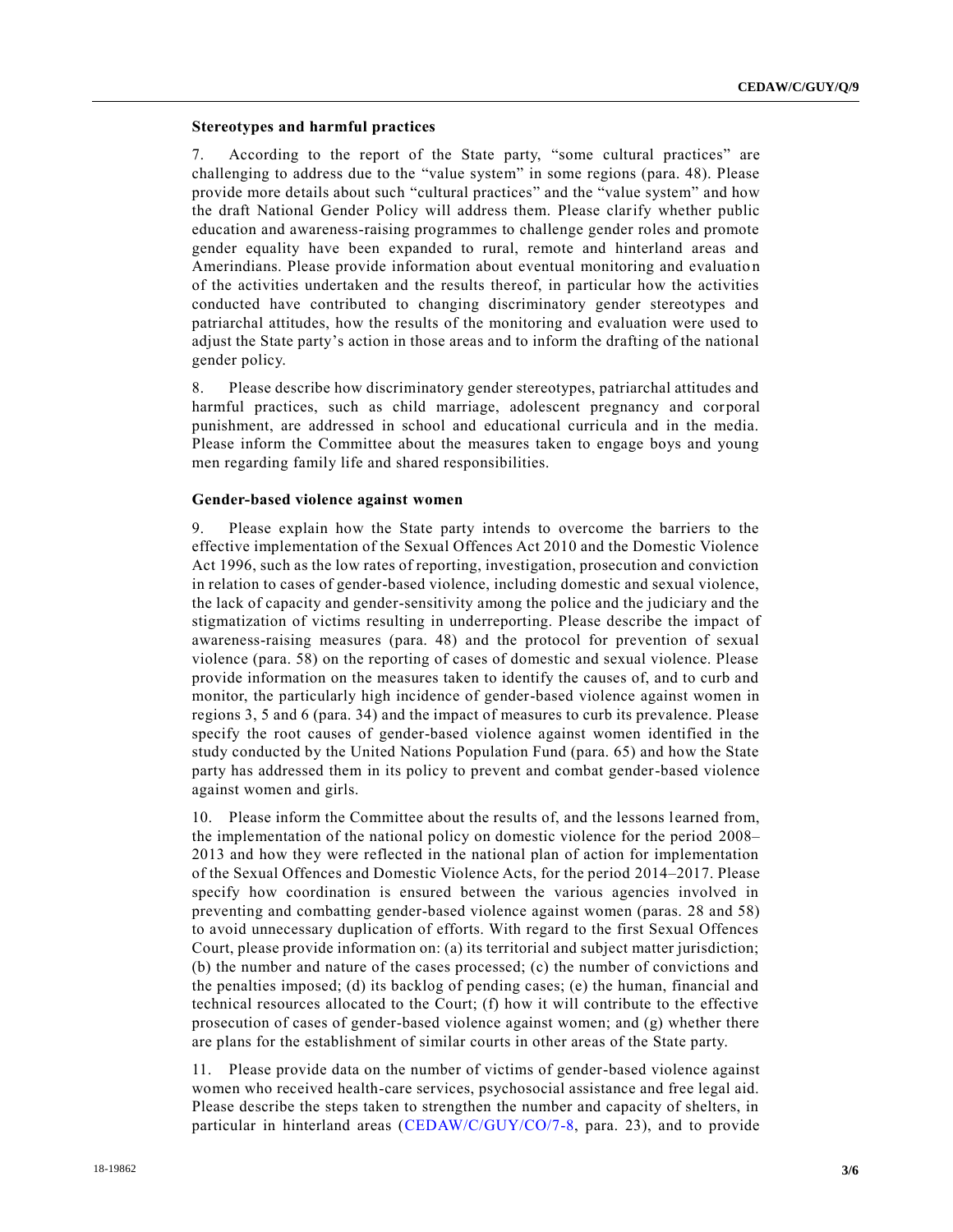### Stereotypes and harmful practices

7. According to the report of the State party, "some cultural practices" are challenging to address due to the "value system" in some regions (para. 48). Please provide more details about such "cultural practices" and the "value system" and how the draft National Gender Policy will address them. Please clarify whether public education and awareness-raising programmes to challenge gender roles and promote gender equality have been expanded to rural, remote and hinterland areas and Amerindians. Please provide information about eventual monitoring and evaluation of the activities undertaken and the results thereof, in particular how the activities conducted have contributed to changing discriminatory gender stereotypes and patriarchal attitudes, how the results of the monitoring and evaluation were used to adjust the State party's action in those areas and to inform the drafting of the national gender policy.

8. Please describe how discriminatory gender stereotypes, patriarchal attitudes and harmful practices, such as child marriage, adolescent pregnancy and corporal punishment, are addressed in school and educational curricula and in the media. Please inform the Committee about the measures taken to engage boys and young men regarding family life and shared responsibilities.

### Gender-based violence against women

9. Please explain how the State party intends to overcome the barriers to the effective implementation of the Sexual Offences Act 2010 and the Domestic Violence Act 1996, such as the low rates of reporting, investigation, prosecution and conviction in relation to cases of gender-based violence, including domestic and sexual violence, the lack of capacity and gender-sensitivity among the police and the judiciary and the stigmatization of victims resulting in underreporting. Please describe the impact of awareness-raising measures (para. 48) and the protocol for prevention of sexual violence (para. 58) on the reporting of cases of domestic and sexual violence. Please provide information on the measures taken to identify the causes of, and to curb and monitor, the particularly high incidence of gender-based violence against women in regions 3, 5 and 6 (para. 34) and the impact of measures to curb its prevalence. Please specify the root causes of gender-based violence against women identified in the study conducted by the United Nations Population Fund (para. 65) and how the State party has addressed them in its policy to prevent and combat gender-based violence against women and girls.

10. Please inform the Committee about the results of, and the lessons learned from, the implementation of the national policy on domestic violence for the period 2008–2013 and how they were reflected in the national plan of action for implementation of the Sexual Offences and Domestic Violence Acts, for the period 2014–2017. Please specify how coordination is ensured between the various agencies involved in preventing and combatting gender-based violence against women (paras. 28 and 58) to avoid unnecessary duplication of efforts. With regard to the first Sexual Offences Court, please provide information on: (a) its territorial and subject matter jurisdiction; (b) the number and nature of the cases processed; (c) the number of convictions and the penalties imposed; (d) its backlog of pending cases; (e) the human, financial and technical resources allocated to the Court; (f) how it will contribute to the effective prosecution of cases of gender-based violence against women; and (g) whether there are plans for the establishment of similar courts in other areas of the State party.

11. Please provide data on the number of victims of gender-based violence against women who received health-care services, psychosocial assistance and free legal aid. Please describe the steps taken to strengthen the number and capacity of shelters, in particular in hinterland areas (CEDAW/C/GUY/CO/7-8, para. 23), and to provide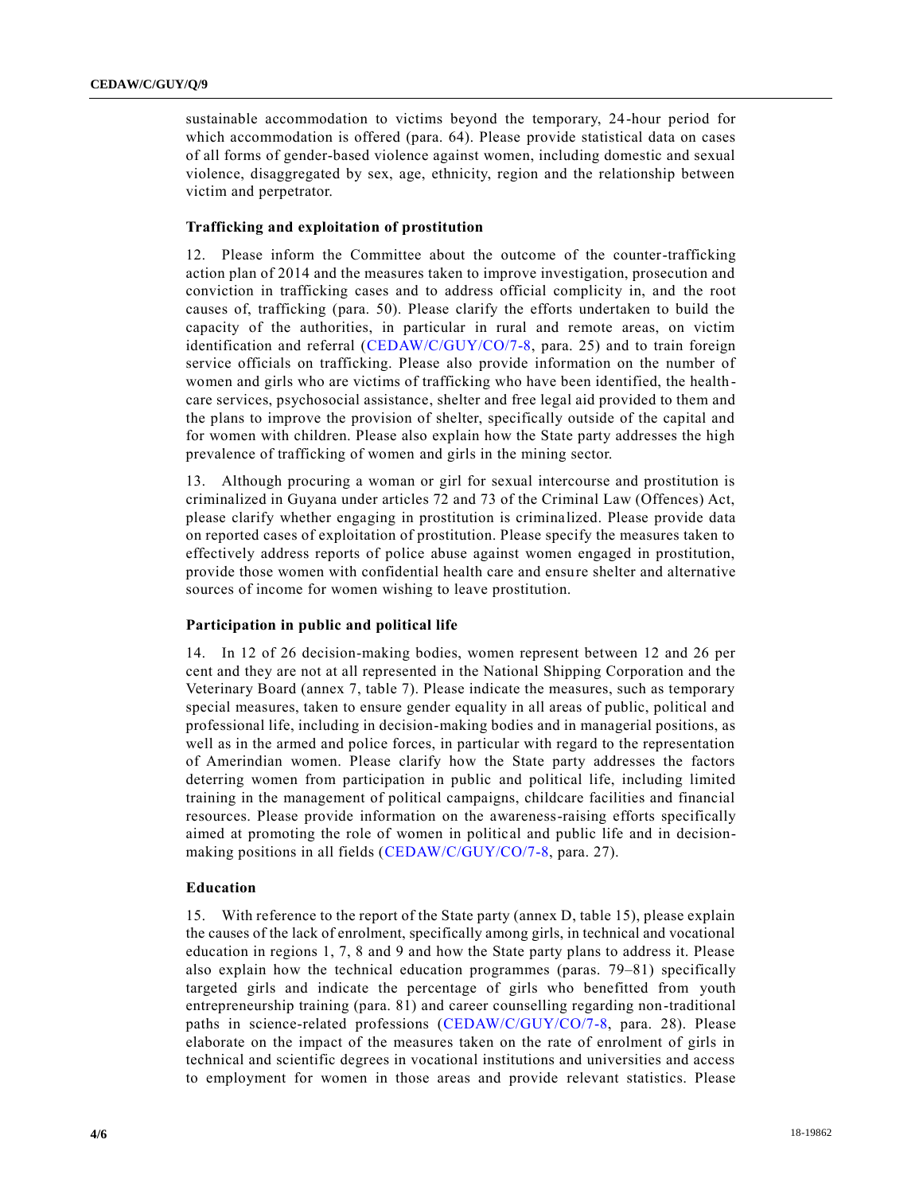sustainable accommodation to victims beyond the temporary, 24-hour period for which accommodation is offered (para. 64). Please provide statistical data on cases of all forms of gender-based violence against women, including domestic and sexual violence, disaggregated by sex, age, ethnicity, region and the relationship between victim and perpetrator.

### Trafficking and exploitation of prostitution

12. Please inform the Committee about the outcome of the counter-trafficking action plan of 2014 and the measures taken to improve investigation, prosecution and conviction in trafficking cases and to address official complicity in, and the root causes of, trafficking (para. 50). Please clarify the efforts undertaken to build the capacity of the authorities, in particular in rural and remote areas, on victim identification and referral (CEDAW/C/GUY/CO/7-8, para. 25) and to train foreign service officials on trafficking. Please also provide information on the number of women and girls who are victims of trafficking who have been identified, the health-care services, psychosocial assistance, shelter and free legal aid provided to them and the plans to improve the provision of shelter, specifically outside of the capital and for women with children. Please also explain how the State party addresses the high prevalence of trafficking of women and girls in the mining sector.

13. Although procuring a woman or girl for sexual intercourse and prostitution is criminalized in Guyana under articles 72 and 73 of the Criminal Law (Offences) Act, please clarify whether engaging in prostitution is criminalized. Please provide data on reported cases of exploitation of prostitution. Please specify the measures taken to effectively address reports of police abuse against women engaged in prostitution, provide those women with confidential health care and ensure shelter and alternative sources of income for women wishing to leave prostitution.

### Participation in public and political life

14. In 12 of 26 decision-making bodies, women represent between 12 and 26 per cent and they are not at all represented in the National Shipping Corporation and the Veterinary Board (annex 7, table 7). Please indicate the measures, such as temporary special measures, taken to ensure gender equality in all areas of public, political and professional life, including in decision-making bodies and in managerial positions, as well as in the armed and police forces, in particular with regard to the representation of Amerindian women. Please clarify how the State party addresses the factors deterring women from participation in public and political life, including limited training in the management of political campaigns, childcare facilities and financial resources. Please provide information on the awareness-raising efforts specifically aimed at promoting the role of women in political and public life and in decision-making positions in all fields (CEDAW/C/GUY/CO/7-8, para. 27).

### Education

15. With reference to the report of the State party (annex D, table 15), please explain the causes of the lack of enrolment, specifically among girls, in technical and vocational education in regions 1, 7, 8 and 9 and how the State party plans to address it. Please also explain how the technical education programmes (paras. 79–81) specifically targeted girls and indicate the percentage of girls who benefitted from youth entrepreneurship training (para. 81) and career counselling regarding non-traditional paths in science-related professions (CEDAW/C/GUY/CO/7-8, para. 28). Please elaborate on the impact of the measures taken on the rate of enrolment of girls in technical and scientific degrees in vocational institutions and universities and access to employment for women in those areas and provide relevant statistics. Please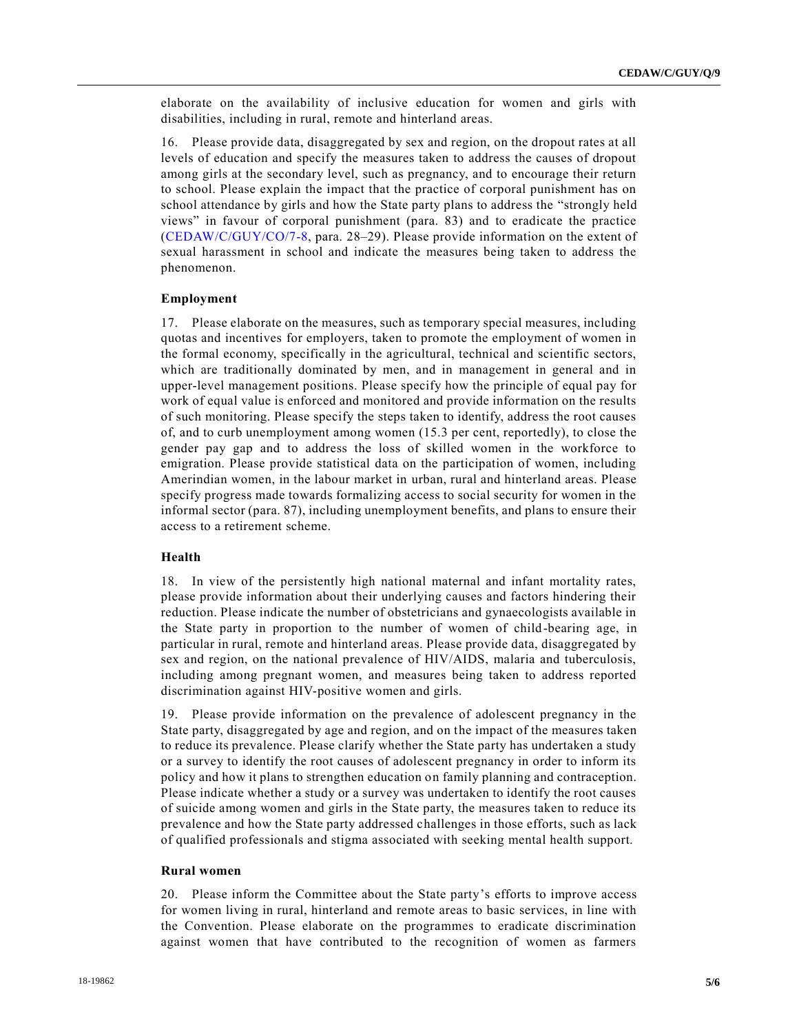elaborate on the availability of inclusive education for women and girls with disabilities, including in rural, remote and hinterland areas.

16. Please provide data, disaggregated by sex and region, on the dropout rates at all levels of education and specify the measures taken to address the causes of dropout among girls at the secondary level, such as pregnancy, and to encourage their return to school. Please explain the impact that the practice of corporal punishment has on school attendance by girls and how the State party plans to address the "strongly held views" in favour of corporal punishment (para. 83) and to eradicate the practice (CEDAW/C/GUY/CO/7-8, para. 28–29). Please provide information on the extent of sexual harassment in school and indicate the measures being taken to address the phenomenon.

### Employment

17. Please elaborate on the measures, such as temporary special measures, including quotas and incentives for employers, taken to promote the employment of women in the formal economy, specifically in the agricultural, technical and scientific sectors, which are traditionally dominated by men, and in management in general and in upper-level management positions. Please specify how the principle of equal pay for work of equal value is enforced and monitored and provide information on the results of such monitoring. Please specify the steps taken to identify, address the root causes of, and to curb unemployment among women (15.3 per cent, reportedly), to close the gender pay gap and to address the loss of skilled women in the workforce to emigration. Please provide statistical data on the participation of women, including Amerindian women, in the labour market in urban, rural and hinterland areas. Please specify progress made towards formalizing access to social security for women in the informal sector (para. 87), including unemployment benefits, and plans to ensure their access to a retirement scheme.

### Health

18. In view of the persistently high national maternal and infant mortality rates, please provide information about their underlying causes and factors hindering their reduction. Please indicate the number of obstetricians and gynaecologists available in the State party in proportion to the number of women of child-bearing age, in particular in rural, remote and hinterland areas. Please provide data, disaggregated by sex and region, on the national prevalence of HIV/AIDS, malaria and tuberculosis, including among pregnant women, and measures being taken to address reported discrimination against HIV-positive women and girls.

19. Please provide information on the prevalence of adolescent pregnancy in the State party, disaggregated by age and region, and on the impact of the measures taken to reduce its prevalence. Please clarify whether the State party has undertaken a study or a survey to identify the root causes of adolescent pregnancy in order to inform its policy and how it plans to strengthen education on family planning and contraception. Please indicate whether a study or a survey was undertaken to identify the root causes of suicide among women and girls in the State party, the measures taken to reduce its prevalence and how the State party addressed challenges in those efforts, such as lack of qualified professionals and stigma associated with seeking mental health support.

### Rural women

20. Please inform the Committee about the State party's efforts to improve access for women living in rural, hinterland and remote areas to basic services, in line with the Convention. Please elaborate on the programmes to eradicate discrimination against women that have contributed to the recognition of women as farmers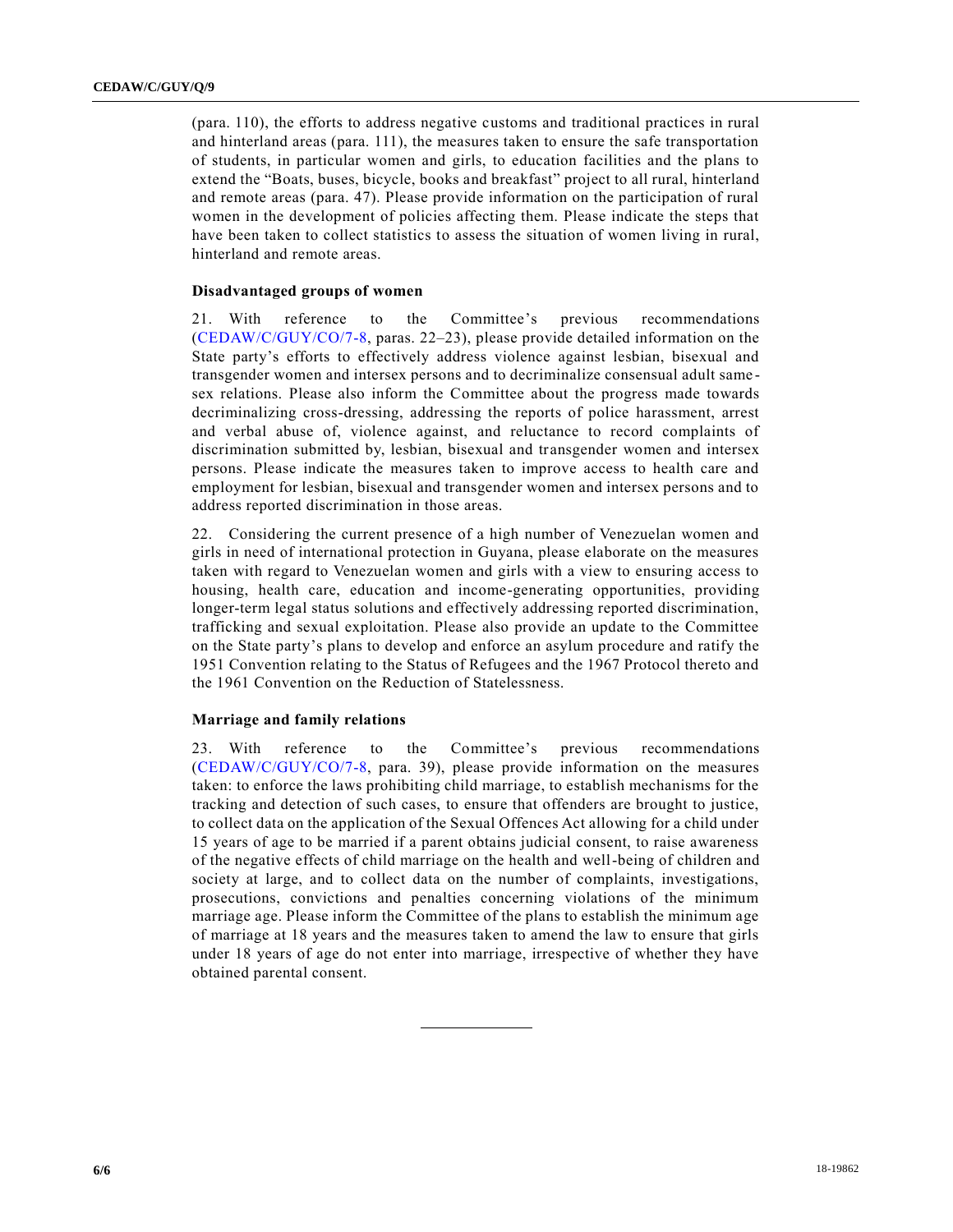(para. 110), the efforts to address negative customs and traditional practices in rural and hinterland areas (para. 111), the measures taken to ensure the safe transportation of students, in particular women and girls, to education facilities and the plans to extend the "Boats, buses, bicycle, books and breakfast" project to all rural, hinterland and remote areas (para. 47). Please provide information on the participation of rural women in the development of policies affecting them. Please indicate the steps that have been taken to collect statistics to assess the situation of women living in rural, hinterland and remote areas.

### Disadvantaged groups of women

21. With reference to the Committee's previous recommendations (CEDAW/C/GUY/CO/7-8, paras. 22–23), please provide detailed information on the State party's efforts to effectively address violence against lesbian, bisexual and transgender women and intersex persons and to decriminalize consensual adult same-sex relations. Please also inform the Committee about the progress made towards decriminalizing cross-dressing, addressing the reports of police harassment, arrest and verbal abuse of, violence against, and reluctance to record complaints of discrimination submitted by, lesbian, bisexual and transgender women and intersex persons. Please indicate the measures taken to improve access to health care and employment for lesbian, bisexual and transgender women and intersex persons and to address reported discrimination in those areas.

22. Considering the current presence of a high number of Venezuelan women and girls in need of international protection in Guyana, please elaborate on the measures taken with regard to Venezuelan women and girls with a view to ensuring access to housing, health care, education and income-generating opportunities, providing longer-term legal status solutions and effectively addressing reported discrimination, trafficking and sexual exploitation. Please also provide an update to the Committee on the State party's plans to develop and enforce an asylum procedure and ratify the 1951 Convention relating to the Status of Refugees and the 1967 Protocol thereto and the 1961 Convention on the Reduction of Statelessness.

### Marriage and family relations

23. With reference to the Committee's previous recommendations (CEDAW/C/GUY/CO/7-8, para. 39), please provide information on the measures taken: to enforce the laws prohibiting child marriage, to establish mechanisms for the tracking and detection of such cases, to ensure that offenders are brought to justice, to collect data on the application of the Sexual Offences Act allowing for a child under 15 years of age to be married if a parent obtains judicial consent, to raise awareness of the negative effects of child marriage on the health and well-being of children and society at large, and to collect data on the number of complaints, investigations, prosecutions, convictions and penalties concerning violations of the minimum marriage age. Please inform the Committee of the plans to establish the minimum age of marriage at 18 years and the measures taken to amend the law to ensure that girls under 18 years of age do not enter into marriage, irrespective of whether they have obtained parental consent.